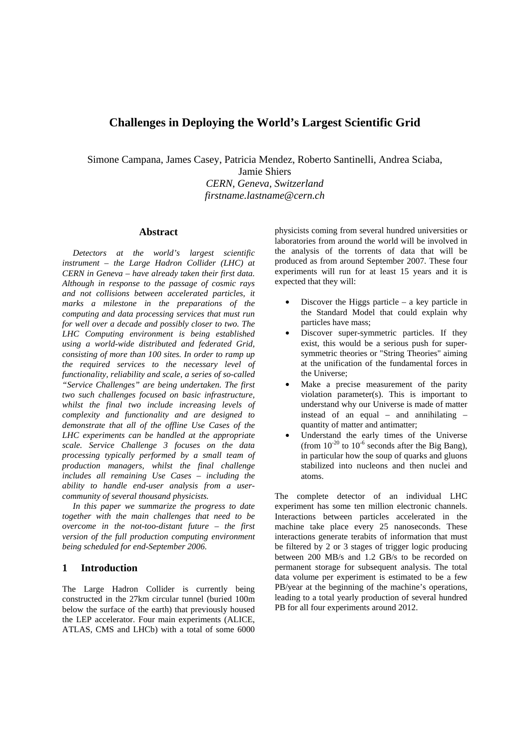# Challenges in Deploying the World's Largest Scientific Grid

Simone Campana, James Casey, Patricia Mendez, Roberto Santinelli, Andrea Sciaba, Jamie Shiers
*CERN, Geneva, Switzerland*
*firstname.lastname@cern.ch*

## Abstract

*Detectors at the world's largest scientific instrument – the Large Hadron Collider (LHC) at CERN in Geneva – have already taken their first data. Although in response to the passage of cosmic rays and not collisions between accelerated particles, it marks a milestone in the preparations of the computing and data processing services that must run for well over a decade and possibly closer to two. The LHC Computing environment is being established using a world-wide distributed and federated Grid, consisting of more than 100 sites. In order to ramp up the required services to the necessary level of functionality, reliability and scale, a series of so-called "Service Challenges" are being undertaken. The first two such challenges focused on basic infrastructure, whilst the final two include increasing levels of complexity and functionality and are designed to demonstrate that all of the offline Use Cases of the LHC experiments can be handled at the appropriate scale. Service Challenge 3 focuses on the data processing typically performed by a small team of production managers, whilst the final challenge includes all remaining Use Cases – including the ability to handle end-user analysis from a user-community of several thousand physicists.*

*In this paper we summarize the progress to date together with the main challenges that need to be overcome in the not-too-distant future – the first version of the full production computing environment being scheduled for end-September 2006.*

## 1 Introduction

The Large Hadron Collider is currently being constructed in the 27km circular tunnel (buried 100m below the surface of the earth) that previously housed the LEP accelerator. Four main experiments (ALICE, ATLAS, CMS and LHCb) with a total of some 6000 physicists coming from several hundred universities or laboratories from around the world will be involved in the analysis of the torrents of data that will be produced as from around September 2007. These four experiments will run for at least 15 years and it is expected that they will:

- Discover the Higgs particle – a key particle in the Standard Model that could explain why particles have mass;
- Discover super-symmetric particles. If they exist, this would be a serious push for super-symmetric theories or "String Theories" aiming at the unification of the fundamental forces in the Universe;
- Make a precise measurement of the parity violation parameter(s). This is important to understand why our Universe is made of matter instead of an equal – and annihilating – quantity of matter and antimatter;
- Understand the early times of the Universe (from $10^{-20}$ to $10^{-6}$ seconds after the Big Bang), in particular how the soup of quarks and gluons stabilized into nucleons and then nuclei and atoms.

The complete detector of an individual LHC experiment has some ten million electronic channels. Interactions between particles accelerated in the machine take place every 25 nanoseconds. These interactions generate terabits of information that must be filtered by 2 or 3 stages of trigger logic producing between 200 MB/s and 1.2 GB/s to be recorded on permanent storage for subsequent analysis. The total data volume per experiment is estimated to be a few PB/year at the beginning of the machine's operations, leading to a total yearly production of several hundred PB for all four experiments around 2012.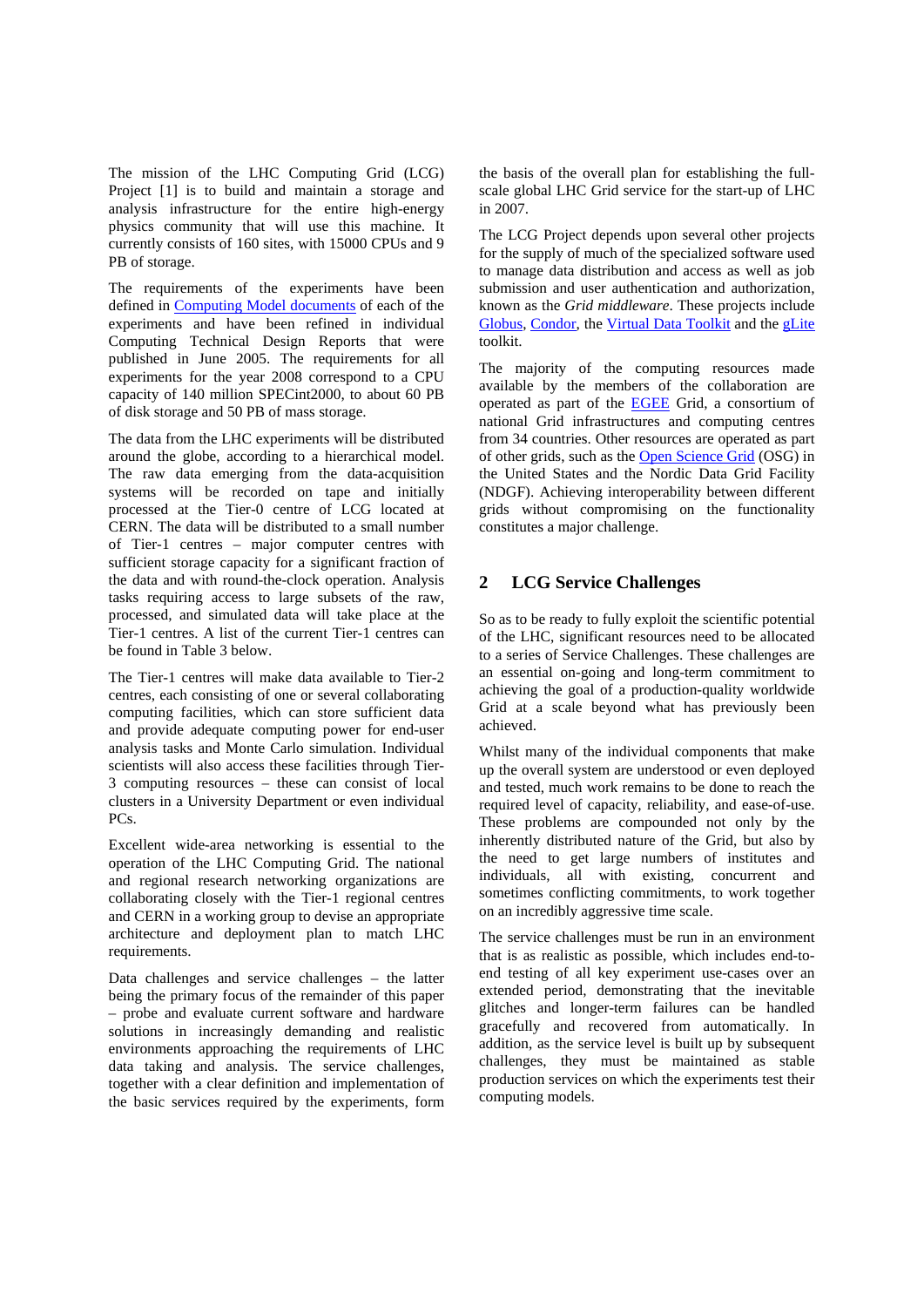The mission of the LHC Computing Grid (LCG) Project [1] is to build and maintain a storage and analysis infrastructure for the entire high-energy physics community that will use this machine. It currently consists of 160 sites, with 15000 CPUs and 9 PB of storage.

The requirements of the experiments have been defined in Computing Model documents of each of the experiments and have been refined in individual Computing Technical Design Reports that were published in June 2005. The requirements for all experiments for the year 2008 correspond to a CPU capacity of 140 million SPECint2000, to about 60 PB of disk storage and 50 PB of mass storage.

The data from the LHC experiments will be distributed around the globe, according to a hierarchical model. The raw data emerging from the data-acquisition systems will be recorded on tape and initially processed at the Tier-0 centre of LCG located at CERN. The data will be distributed to a small number of Tier-1 centres – major computer centres with sufficient storage capacity for a significant fraction of the data and with round-the-clock operation. Analysis tasks requiring access to large subsets of the raw, processed, and simulated data will take place at the Tier-1 centres. A list of the current Tier-1 centres can be found in Table 3 below.

The Tier-1 centres will make data available to Tier-2 centres, each consisting of one or several collaborating computing facilities, which can store sufficient data and provide adequate computing power for end-user analysis tasks and Monte Carlo simulation. Individual scientists will also access these facilities through Tier-3 computing resources – these can consist of local clusters in a University Department or even individual PCs.

Excellent wide-area networking is essential to the operation of the LHC Computing Grid. The national and regional research networking organizations are collaborating closely with the Tier-1 regional centres and CERN in a working group to devise an appropriate architecture and deployment plan to match LHC requirements.

Data challenges and service challenges – the latter being the primary focus of the remainder of this paper – probe and evaluate current software and hardware solutions in increasingly demanding and realistic environments approaching the requirements of LHC data taking and analysis. The service challenges, together with a clear definition and implementation of the basic services required by the experiments, form the basis of the overall plan for establishing the full-scale global LHC Grid service for the start-up of LHC in 2007.

The LCG Project depends upon several other projects for the supply of much of the specialized software used to manage data distribution and access as well as job submission and user authentication and authorization, known as the *Grid middleware*. These projects include Globus, Condor, the Virtual Data Toolkit and the gLite toolkit.

The majority of the computing resources made available by the members of the collaboration are operated as part of the EGEE Grid, a consortium of national Grid infrastructures and computing centres from 34 countries. Other resources are operated as part of other grids, such as the Open Science Grid (OSG) in the United States and the Nordic Data Grid Facility (NDGF). Achieving interoperability between different grids without compromising on the functionality constitutes a major challenge.

## 2 LCG Service Challenges

So as to be ready to fully exploit the scientific potential of the LHC, significant resources need to be allocated to a series of Service Challenges. These challenges are an essential on-going and long-term commitment to achieving the goal of a production-quality worldwide Grid at a scale beyond what has previously been achieved.

Whilst many of the individual components that make up the overall system are understood or even deployed and tested, much work remains to be done to reach the required level of capacity, reliability, and ease-of-use. These problems are compounded not only by the inherently distributed nature of the Grid, but also by the need to get large numbers of institutes and individuals, all with existing, concurrent and sometimes conflicting commitments, to work together on an incredibly aggressive time scale.

The service challenges must be run in an environment that is as realistic as possible, which includes end-to-end testing of all key experiment use-cases over an extended period, demonstrating that the inevitable glitches and longer-term failures can be handled gracefully and recovered from automatically. In addition, as the service level is built up by subsequent challenges, they must be maintained as stable production services on which the experiments test their computing models.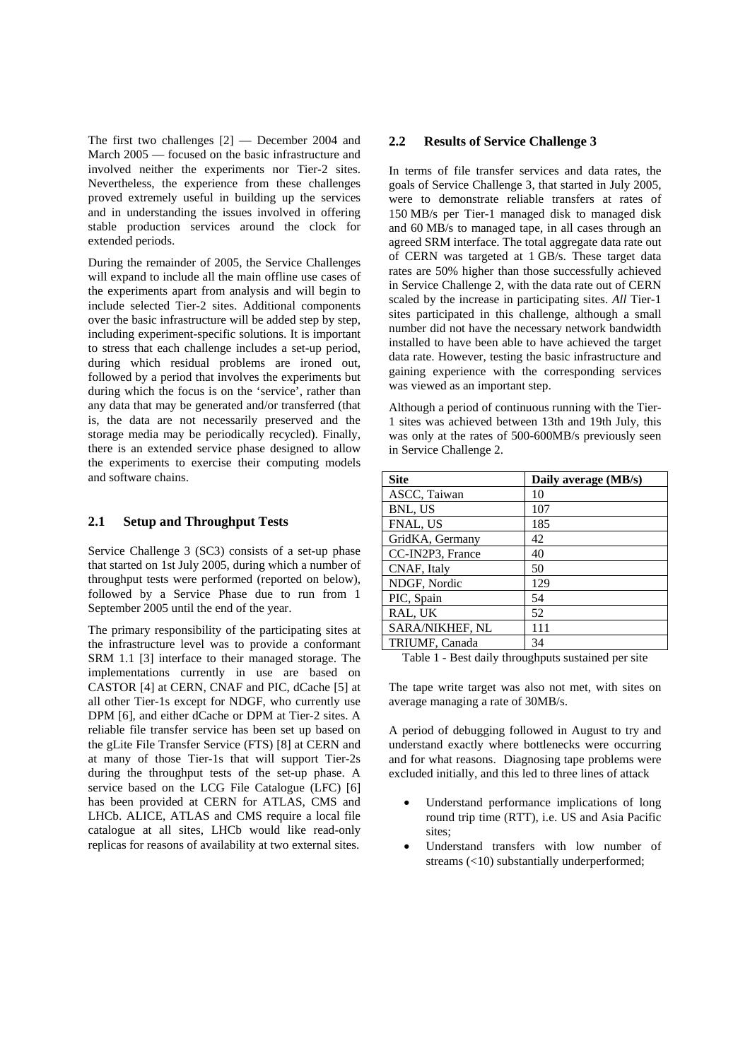The first two challenges [2] — December 2004 and March 2005 — focused on the basic infrastructure and involved neither the experiments nor Tier-2 sites. Nevertheless, the experience from these challenges proved extremely useful in building up the services and in understanding the issues involved in offering stable production services around the clock for extended periods.

During the remainder of 2005, the Service Challenges will expand to include all the main offline use cases of the experiments apart from analysis and will begin to include selected Tier-2 sites. Additional components over the basic infrastructure will be added step by step, including experiment-specific solutions. It is important to stress that each challenge includes a set-up period, during which residual problems are ironed out, followed by a period that involves the experiments but during which the focus is on the 'service', rather than any data that may be generated and/or transferred (that is, the data are not necessarily preserved and the storage media may be periodically recycled). Finally, there is an extended service phase designed to allow the experiments to exercise their computing models and software chains.

## 2.1 Setup and Throughput Tests

Service Challenge 3 (SC3) consists of a set-up phase that started on 1st July 2005, during which a number of throughput tests were performed (reported on below), followed by a Service Phase due to run from 1 September 2005 until the end of the year.

The primary responsibility of the participating sites at the infrastructure level was to provide a conformant SRM 1.1 [3] interface to their managed storage. The implementations currently in use are based on CASTOR [4] at CERN, CNAF and PIC, dCache [5] at all other Tier-1s except for NDGF, who currently use DPM [6], and either dCache or DPM at Tier-2 sites. A reliable file transfer service has been set up based on the gLite File Transfer Service (FTS) [8] at CERN and at many of those Tier-1s that will support Tier-2s during the throughput tests of the set-up phase. A service based on the LCG File Catalogue (LFC) [6] has been provided at CERN for ATLAS, CMS and LHCb. ALICE, ATLAS and CMS require a local file catalogue at all sites, LHCb would like read-only replicas for reasons of availability at two external sites.

## 2.2 Results of Service Challenge 3

In terms of file transfer services and data rates, the goals of Service Challenge 3, that started in July 2005, were to demonstrate reliable transfers at rates of 150 MB/s per Tier-1 managed disk to managed disk and 60 MB/s to managed tape, in all cases through an agreed SRM interface. The total aggregate data rate out of CERN was targeted at 1 GB/s. These target data rates are 50% higher than those successfully achieved in Service Challenge 2, with the data rate out of CERN scaled by the increase in participating sites. *All* Tier-1 sites participated in this challenge, although a small number did not have the necessary network bandwidth installed to have been able to have achieved the target data rate. However, testing the basic infrastructure and gaining experience with the corresponding services was viewed as an important step.

Although a period of continuous running with the Tier-1 sites was achieved between 13th and 19th July, this was only at the rates of 500-600MB/s previously seen in Service Challenge 2.

| Site | Daily average (MB/s) |
|---|---|
| ASCC, Taiwan | 10 |
| BNL, US | 107 |
| FNAL, US | 185 |
| GridKA, Germany | 42 |
| CC-IN2P3, France | 40 |
| CNAF, Italy | 50 |
| NDGF, Nordic | 129 |
| PIC, Spain | 54 |
| RAL, UK | 52 |
| SARA/NIKHEF, NL | 111 |
| TRIUMF, Canada | 34 |

Table 1 - Best daily throughputs sustained per site

The tape write target was also not met, with sites on average managing a rate of 30MB/s.

A period of debugging followed in August to try and understand exactly where bottlenecks were occurring and for what reasons. Diagnosing tape problems were excluded initially, and this led to three lines of attack

- Understand performance implications of long round trip time (RTT), i.e. US and Asia Pacific sites;
- Understand transfers with low number of streams (<10) substantially underperformed;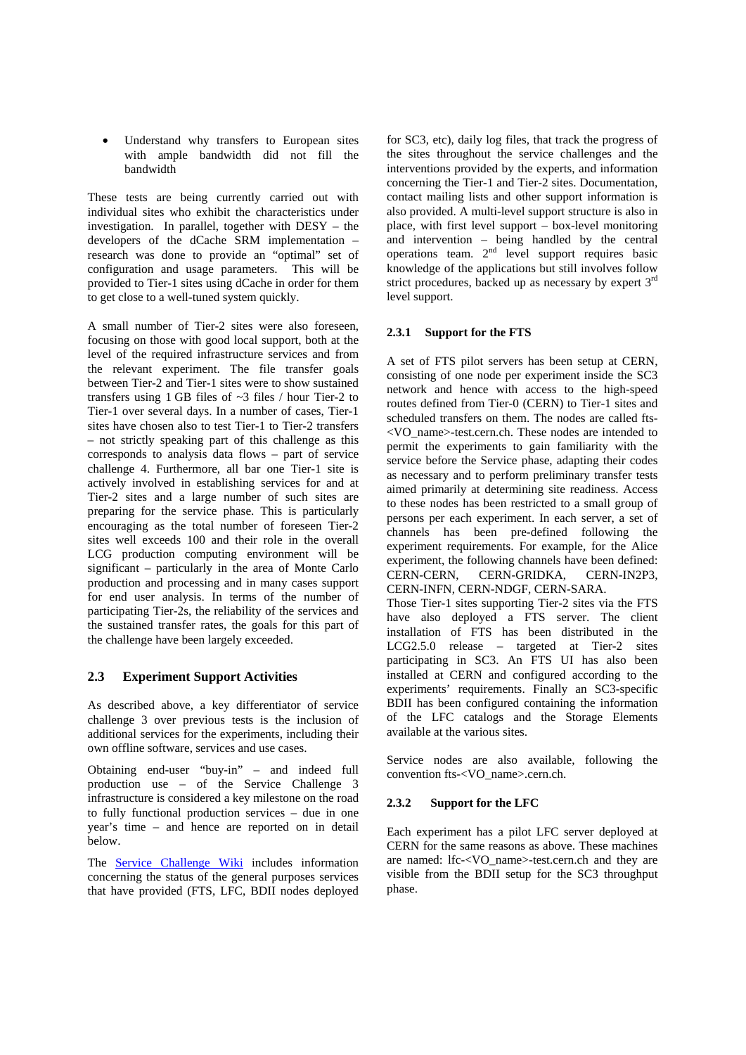- Understand why transfers to European sites with ample bandwidth did not fill the bandwidth

These tests are being currently carried out with individual sites who exhibit the characteristics under investigation. In parallel, together with DESY – the developers of the dCache SRM implementation – research was done to provide an "optimal" set of configuration and usage parameters. This will be provided to Tier-1 sites using dCache in order for them to get close to a well-tuned system quickly.

A small number of Tier-2 sites were also foreseen, focusing on those with good local support, both at the level of the required infrastructure services and from the relevant experiment. The file transfer goals between Tier-2 and Tier-1 sites were to show sustained transfers using 1 GB files of ~3 files / hour Tier-2 to Tier-1 over several days. In a number of cases, Tier-1 sites have chosen also to test Tier-1 to Tier-2 transfers – not strictly speaking part of this challenge as this corresponds to analysis data flows – part of service challenge 4. Furthermore, all bar one Tier-1 site is actively involved in establishing services for and at Tier-2 sites and a large number of such sites are preparing for the service phase. This is particularly encouraging as the total number of foreseen Tier-2 sites well exceeds 100 and their role in the overall LCG production computing environment will be significant – particularly in the area of Monte Carlo production and processing and in many cases support for end user analysis. In terms of the number of participating Tier-2s, the reliability of the services and the sustained transfer rates, the goals for this part of the challenge have been largely exceeded.

## 2.3 Experiment Support Activities

As described above, a key differentiator of service challenge 3 over previous tests is the inclusion of additional services for the experiments, including their own offline software, services and use cases.

Obtaining end-user "buy-in" – and indeed full production use – of the Service Challenge 3 infrastructure is considered a key milestone on the road to fully functional production services – due in one year's time – and hence are reported on in detail below.

The Service Challenge Wiki includes information concerning the status of the general purposes services that have provided (FTS, LFC, BDII nodes deployed for SC3, etc), daily log files, that track the progress of the sites throughout the service challenges and the interventions provided by the experts, and information concerning the Tier-1 and Tier-2 sites. Documentation, contact mailing lists and other support information is also provided. A multi-level support structure is also in place, with first level support – box-level monitoring and intervention – being handled by the central operations team. 2nd level support requires basic knowledge of the applications but still involves follow strict procedures, backed up as necessary by expert 3rd level support.

### 2.3.1 Support for the FTS

A set of FTS pilot servers has been setup at CERN, consisting of one node per experiment inside the SC3 network and hence with access to the high-speed routes defined from Tier-0 (CERN) to Tier-1 sites and scheduled transfers on them. The nodes are called fts-<VO_name>-test.cern.ch. These nodes are intended to permit the experiments to gain familiarity with the service before the Service phase, adapting their codes as necessary and to perform preliminary transfer tests aimed primarily at determining site readiness. Access to these nodes has been restricted to a small group of persons per each experiment. In each server, a set of channels has been pre-defined following the experiment requirements. For example, for the Alice experiment, the following channels have been defined: CERN-CERN, CERN-GRIDKA, CERN-IN2P3, CERN-INFN, CERN-NDGF, CERN-SARA.
Those Tier-1 sites supporting Tier-2 sites via the FTS have also deployed a FTS server. The client installation of FTS has been distributed in the LCG2.5.0 release – targeted at Tier-2 sites participating in SC3. An FTS UI has also been installed at CERN and configured according to the experiments' requirements. Finally an SC3-specific BDII has been configured containing the information of the LFC catalogs and the Storage Elements available at the various sites.

Service nodes are also available, following the convention fts-<VO_name>.cern.ch.

### 2.3.2 Support for the LFC

Each experiment has a pilot LFC server deployed at CERN for the same reasons as above. These machines are named: lfc-<VO_name>-test.cern.ch and they are visible from the BDII setup for the SC3 throughput phase.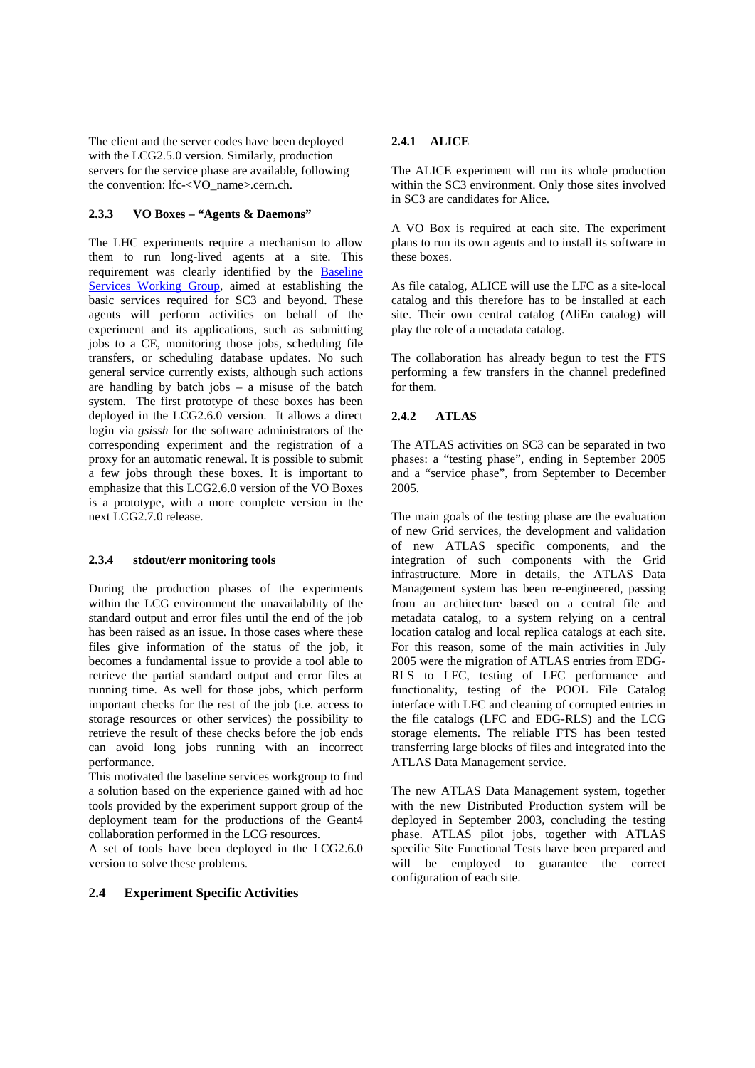The client and the server codes have been deployed with the LCG2.5.0 version. Similarly, production servers for the service phase are available, following the convention: lfc-<VO_name>.cern.ch.

#### 2.3.3 VO Boxes – "Agents & Daemons"

The LHC experiments require a mechanism to allow them to run long-lived agents at a site. This requirement was clearly identified by the Baseline Services Working Group, aimed at establishing the basic services required for SC3 and beyond. These agents will perform activities on behalf of the experiment and its applications, such as submitting jobs to a CE, monitoring those jobs, scheduling file transfers, or scheduling database updates. No such general service currently exists, although such actions are handling by batch jobs – a misuse of the batch system. The first prototype of these boxes has been deployed in the LCG2.6.0 version. It allows a direct login via *gsissh* for the software administrators of the corresponding experiment and the registration of a proxy for an automatic renewal. It is possible to submit a few jobs through these boxes. It is important to emphasize that this LCG2.6.0 version of the VO Boxes is a prototype, with a more complete version in the next LCG2.7.0 release.

#### 2.3.4 stdout/err monitoring tools

During the production phases of the experiments within the LCG environment the unavailability of the standard output and error files until the end of the job has been raised as an issue. In those cases where these files give information of the status of the job, it becomes a fundamental issue to provide a tool able to retrieve the partial standard output and error files at running time. As well for those jobs, which perform important checks for the rest of the job (i.e. access to storage resources or other services) the possibility to retrieve the result of these checks before the job ends can avoid long jobs running with an incorrect performance.
This motivated the baseline services workgroup to find a solution based on the experience gained with ad hoc tools provided by the experiment support group of the deployment team for the productions of the Geant4 collaboration performed in the LCG resources.
A set of tools have been deployed in the LCG2.6.0 version to solve these problems.

### 2.4 Experiment Specific Activities

#### 2.4.1 ALICE

The ALICE experiment will run its whole production within the SC3 environment. Only those sites involved in SC3 are candidates for Alice.

A VO Box is required at each site. The experiment plans to run its own agents and to install its software in these boxes.

As file catalog, ALICE will use the LFC as a site-local catalog and this therefore has to be installed at each site. Their own central catalog (AliEn catalog) will play the role of a metadata catalog.

The collaboration has already begun to test the FTS performing a few transfers in the channel predefined for them.

#### 2.4.2 ATLAS

The ATLAS activities on SC3 can be separated in two phases: a "testing phase", ending in September 2005 and a "service phase", from September to December 2005.

The main goals of the testing phase are the evaluation of new Grid services, the development and validation of new ATLAS specific components, and the integration of such components with the Grid infrastructure. More in details, the ATLAS Data Management system has been re-engineered, passing from an architecture based on a central file and metadata catalog, to a system relying on a central location catalog and local replica catalogs at each site. For this reason, some of the main activities in July 2005 were the migration of ATLAS entries from EDG-RLS to LFC, testing of LFC performance and functionality, testing of the POOL File Catalog interface with LFC and cleaning of corrupted entries in the file catalogs (LFC and EDG-RLS) and the LCG storage elements. The reliable FTS has been tested transferring large blocks of files and integrated into the ATLAS Data Management service.

The new ATLAS Data Management system, together with the new Distributed Production system will be deployed in September 2003, concluding the testing phase. ATLAS pilot jobs, together with ATLAS specific Site Functional Tests have been prepared and will be employed to guarantee the correct configuration of each site.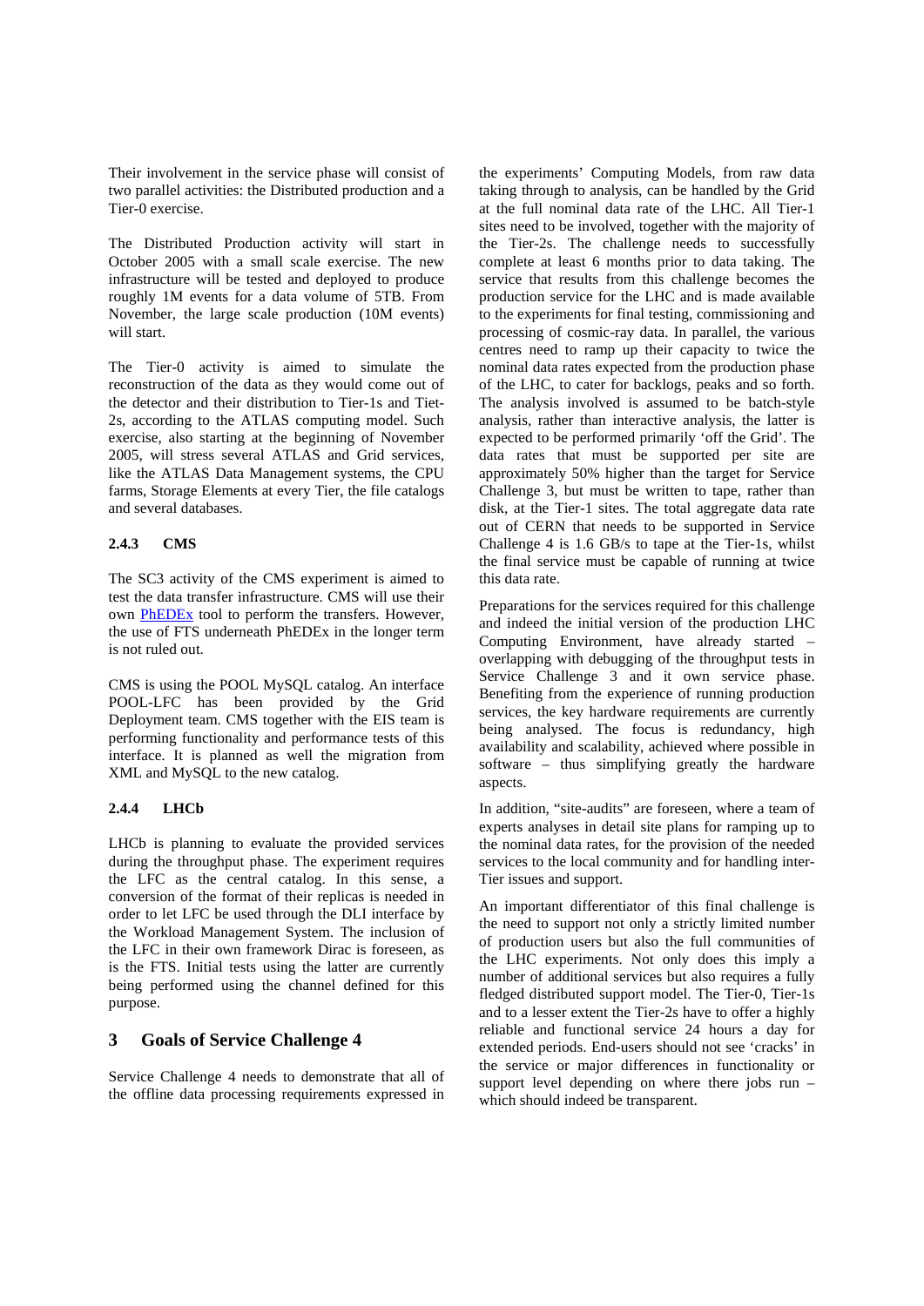Their involvement in the service phase will consist of two parallel activities: the Distributed production and a Tier-0 exercise.

The Distributed Production activity will start in October 2005 with a small scale exercise. The new infrastructure will be tested and deployed to produce roughly 1M events for a data volume of 5TB. From November, the large scale production (10M events) will start.

The Tier-0 activity is aimed to simulate the reconstruction of the data as they would come out of the detector and their distribution to Tier-1s and Tiet-2s, according to the ATLAS computing model. Such exercise, also starting at the beginning of November 2005, will stress several ATLAS and Grid services, like the ATLAS Data Management systems, the CPU farms, Storage Elements at every Tier, the file catalogs and several databases.

### 2.4.3 CMS

The SC3 activity of the CMS experiment is aimed to test the data transfer infrastructure. CMS will use their own PhEDEx tool to perform the transfers. However, the use of FTS underneath PhEDEx in the longer term is not ruled out.

CMS is using the POOL MySQL catalog. An interface POOL-LFC has been provided by the Grid Deployment team. CMS together with the EIS team is performing functionality and performance tests of this interface. It is planned as well the migration from XML and MySQL to the new catalog.

### 2.4.4 LHCb

LHCb is planning to evaluate the provided services during the throughput phase. The experiment requires the LFC as the central catalog. In this sense, a conversion of the format of their replicas is needed in order to let LFC be used through the DLI interface by the Workload Management System. The inclusion of the LFC in their own framework Dirac is foreseen, as is the FTS. Initial tests using the latter are currently being performed using the channel defined for this purpose.

## 3 Goals of Service Challenge 4

Service Challenge 4 needs to demonstrate that all of the offline data processing requirements expressed in the experiments' Computing Models, from raw data taking through to analysis, can be handled by the Grid at the full nominal data rate of the LHC. All Tier-1 sites need to be involved, together with the majority of the Tier-2s. The challenge needs to successfully complete at least 6 months prior to data taking. The service that results from this challenge becomes the production service for the LHC and is made available to the experiments for final testing, commissioning and processing of cosmic-ray data. In parallel, the various centres need to ramp up their capacity to twice the nominal data rates expected from the production phase of the LHC, to cater for backlogs, peaks and so forth. The analysis involved is assumed to be batch-style analysis, rather than interactive analysis, the latter is expected to be performed primarily 'off the Grid'. The data rates that must be supported per site are approximately 50% higher than the target for Service Challenge 3, but must be written to tape, rather than disk, at the Tier-1 sites. The total aggregate data rate out of CERN that needs to be supported in Service Challenge 4 is 1.6 GB/s to tape at the Tier-1s, whilst the final service must be capable of running at twice this data rate.

Preparations for the services required for this challenge and indeed the initial version of the production LHC Computing Environment, have already started – overlapping with debugging of the throughput tests in Service Challenge 3 and it own service phase. Benefiting from the experience of running production services, the key hardware requirements are currently being analysed. The focus is redundancy, high availability and scalability, achieved where possible in software – thus simplifying greatly the hardware aspects.

In addition, "site-audits" are foreseen, where a team of experts analyses in detail site plans for ramping up to the nominal data rates, for the provision of the needed services to the local community and for handling inter-Tier issues and support.

An important differentiator of this final challenge is the need to support not only a strictly limited number of production users but also the full communities of the LHC experiments. Not only does this imply a number of additional services but also requires a fully fledged distributed support model. The Tier-0, Tier-1s and to a lesser extent the Tier-2s have to offer a highly reliable and functional service 24 hours a day for extended periods. End-users should not see 'cracks' in the service or major differences in functionality or support level depending on where there jobs run – which should indeed be transparent.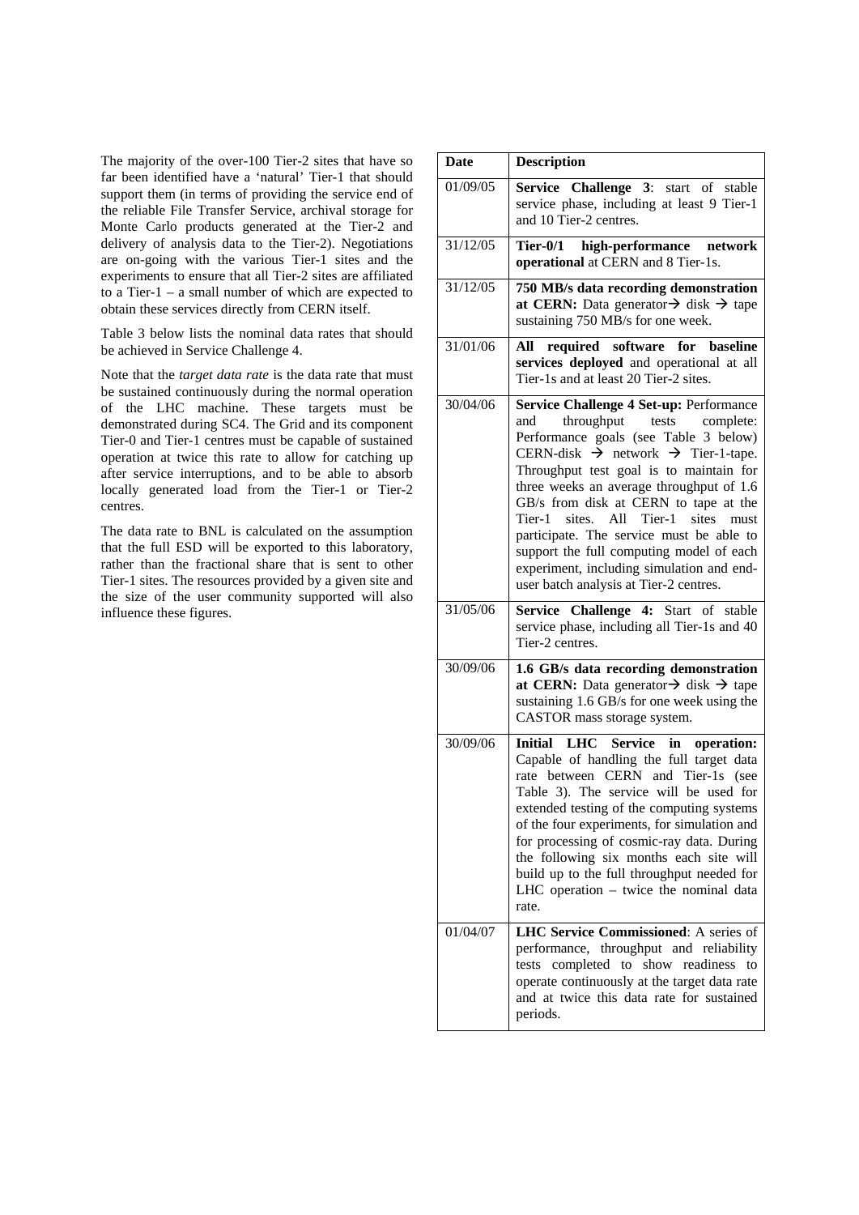The majority of the over-100 Tier-2 sites that have so far been identified have a 'natural' Tier-1 that should support them (in terms of providing the service end of the reliable File Transfer Service, archival storage for Monte Carlo products generated at the Tier-2 and delivery of analysis data to the Tier-2). Negotiations are on-going with the various Tier-1 sites and the experiments to ensure that all Tier-2 sites are affiliated to a Tier-1 – a small number of which are expected to obtain these services directly from CERN itself.

Table 3 below lists the nominal data rates that should be achieved in Service Challenge 4.

Note that the *target data rate* is the data rate that must be sustained continuously during the normal operation of the LHC machine. These targets must be demonstrated during SC4. The Grid and its component Tier-0 and Tier-1 centres must be capable of sustained operation at twice this rate to allow for catching up after service interruptions, and to be able to absorb locally generated load from the Tier-1 or Tier-2 centres.

The data rate to BNL is calculated on the assumption that the full ESD will be exported to this laboratory, rather than the fractional share that is sent to other Tier-1 sites. The resources provided by a given site and the size of the user community supported will also influence these figures.

| Date | Description |
|---|---|
| 01/09/05 | **Service Challenge 3**: start of stable service phase, including at least 9 Tier-1 and 10 Tier-2 centres. |
| 31/12/05 | **Tier-0/1 high-performance network operational** at CERN and 8 Tier-1s. |
| 31/12/05 | **750 MB/s data recording demonstration at CERN:** Data generator→ disk → tape sustaining 750 MB/s for one week. |
| 31/01/06 | **All required software for baseline services deployed** and operational at all Tier-1s and at least 20 Tier-2 sites. |
| 30/04/06 | **Service Challenge 4 Set-up:** Performance and throughput tests complete: Performance goals (see Table 3 below) CERN-disk → network → Tier-1-tape. Throughput test goal is to maintain for three weeks an average throughput of 1.6 GB/s from disk at CERN to tape at the Tier-1 sites. All Tier-1 sites must participate. The service must be able to support the full computing model of each experiment, including simulation and end-user batch analysis at Tier-2 centres. |
| 31/05/06 | **Service Challenge 4:** Start of stable service phase, including all Tier-1s and 40 Tier-2 centres. |
| 30/09/06 | **1.6 GB/s data recording demonstration at CERN:** Data generator→ disk → tape sustaining 1.6 GB/s for one week using the CASTOR mass storage system. |
| 30/09/06 | **Initial LHC Service in operation:** Capable of handling the full target data rate between CERN and Tier-1s (see Table 3). The service will be used for extended testing of the computing systems of the four experiments, for simulation and for processing of cosmic-ray data. During the following six months each site will build up to the full throughput needed for LHC operation – twice the nominal data rate. |
| 01/04/07 | **LHC Service Commissioned**: A series of performance, throughput and reliability tests completed to show readiness to operate continuously at the target data rate and at twice this data rate for sustained periods. |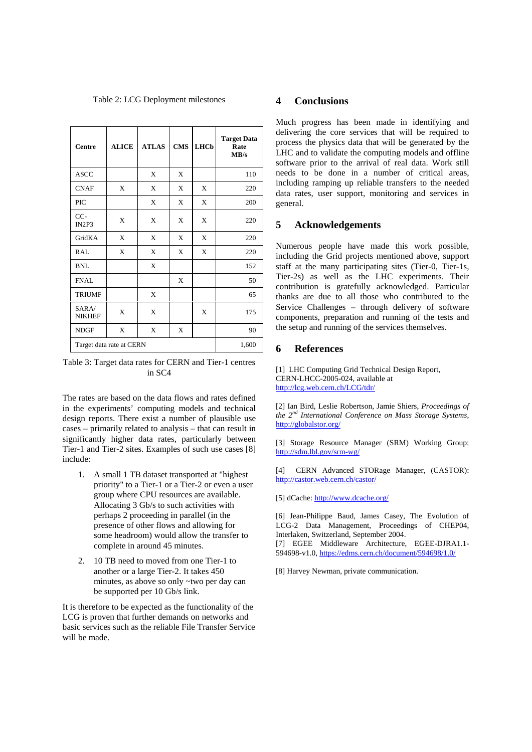Table 2: LCG Deployment milestones

| Centre | ALICE | ATLAS | CMS | LHCb | Target Data Rate MB/s |
|---|---|---|---|---|---|
| ASCC | | X | X | | 110 |
| CNAF | X | X | X | X | 220 |
| PIC | | X | X | X | 200 |
| CC-IN2P3 | X | X | X | X | 220 |
| GridKA | X | X | X | X | 220 |
| RAL | X | X | X | X | 220 |
| BNL | | X | | | 152 |
| FNAL | | | X | | 50 |
| TRIUMF | | X | | | 65 |
| SARA/ NIKHEF | X | X | | X | 175 |
| NDGF | X | X | X | | 90 |
| Target data rate at CERN | | | | | 1,600 |

Table 3: Target data rates for CERN and Tier-1 centres in SC4

The rates are based on the data flows and rates defined in the experiments' computing models and technical design reports. There exist a number of plausible use cases – primarily related to analysis – that can result in significantly higher data rates, particularly between Tier-1 and Tier-2 sites. Examples of such use cases [8] include:

1. A small 1 TB dataset transported at "highest priority" to a Tier-1 or a Tier-2 or even a user group where CPU resources are available. Allocating 3 Gb/s to such activities with perhaps 2 proceeding in parallel (in the presence of other flows and allowing for some headroom) would allow the transfer to complete in around 45 minutes.
2. 10 TB need to moved from one Tier-1 to another or a large Tier-2. It takes 450 minutes, as above so only ~two per day can be supported per 10 Gb/s link.

It is therefore to be expected as the functionality of the LCG is proven that further demands on networks and basic services such as the reliable File Transfer Service will be made.

## 4 Conclusions

Much progress has been made in identifying and delivering the core services that will be required to process the physics data that will be generated by the LHC and to validate the computing models and offline software prior to the arrival of real data. Work still needs to be done in a number of critical areas, including ramping up reliable transfers to the needed data rates, user support, monitoring and services in general.

## 5 Acknowledgements

Numerous people have made this work possible, including the Grid projects mentioned above, support staff at the many participating sites (Tier-0, Tier-1s, Tier-2s) as well as the LHC experiments. Their contribution is gratefully acknowledged. Particular thanks are due to all those who contributed to the Service Challenges – through delivery of software components, preparation and running of the tests and the setup and running of the services themselves.

## 6 References

[1] LHC Computing Grid Technical Design Report, CERN-LHCC-2005-024, available at http://lcg.web.cern.ch/LCG/tdr/

[2] Ian Bird, Leslie Robertson, Jamie Shiers, *Proceedings of the 2nd International Conference on Mass Storage Systems*, http://globalstor.org/

[3] Storage Resource Manager (SRM) Working Group: http://sdm.lbl.gov/srm-wg/

[4] CERN Advanced STORage Manager, (CASTOR): http://castor.web.cern.ch/castor/

[5] dCache: http://www.dcache.org/

[6] Jean-Philippe Baud, James Casey, The Evolution of LCG-2 Data Management, Proceedings of CHEP04, Interlaken, Switzerland, September 2004.

[7] EGEE Middleware Architecture, EGEE-DJRA1.1-594698-v1.0, https://edms.cern.ch/document/594698/1.0/

[8] Harvey Newman, private communication.